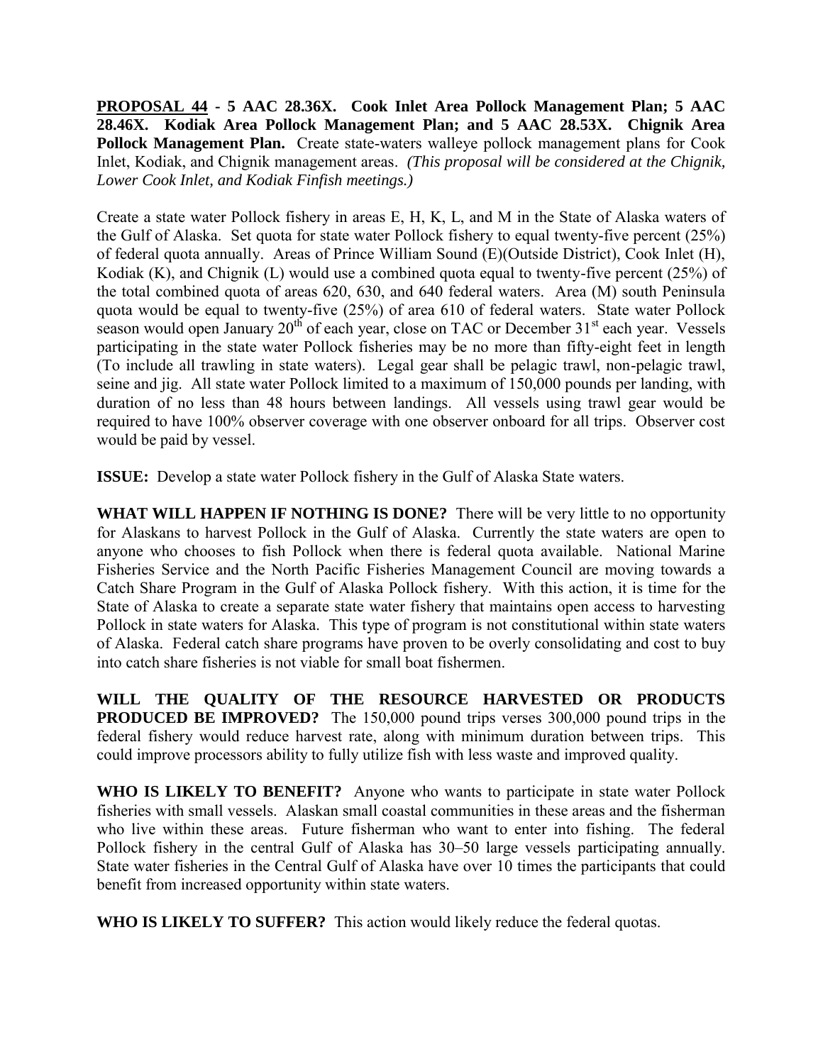**<u>PROPOSAL 44</u> - 5 AAC 28.36X. Cook Inlet Area Pollock Management Plan; 5 AAC 28.46X. Kodiak Area Pollock Management Plan; and 5 AAC 28.53X. Chignik Area Pollock Management Plan.** Create state-waters walleye pollock management plans for Cook Inlet, Kodiak, and Chignik management areas. *(This proposal will be considered at the Chignik, Lower Cook Inlet, and Kodiak Finfish meetings.)*

Create a state water Pollock fishery in areas E, H, K, L, and M in the State of Alaska waters of the Gulf of Alaska. Set quota for state water Pollock fishery to equal twenty-five percent (25%) of federal quota annually. Areas of Prince William Sound (E)(Outside District), Cook Inlet (H), Kodiak (K), and Chignik (L) would use a combined quota equal to twenty-five percent (25%) of the total combined quota of areas 620, 630, and 640 federal waters. Area (M) south Peninsula quota would be equal to twenty-five (25%) of area 610 of federal waters. State water Pollock season would open January 20th of each year, close on TAC or December 31st each year. Vessels participating in the state water Pollock fisheries may be no more than fifty-eight feet in length (To include all trawling in state waters). Legal gear shall be pelagic trawl, non-pelagic trawl, seine and jig. All state water Pollock limited to a maximum of 150,000 pounds per landing, with duration of no less than 48 hours between landings. All vessels using trawl gear would be required to have 100% observer coverage with one observer onboard for all trips. Observer cost would be paid by vessel.

**ISSUE:** Develop a state water Pollock fishery in the Gulf of Alaska State waters.

**WHAT WILL HAPPEN IF NOTHING IS DONE?** There will be very little to no opportunity for Alaskans to harvest Pollock in the Gulf of Alaska. Currently the state waters are open to anyone who chooses to fish Pollock when there is federal quota available. National Marine Fisheries Service and the North Pacific Fisheries Management Council are moving towards a Catch Share Program in the Gulf of Alaska Pollock fishery. With this action, it is time for the State of Alaska to create a separate state water fishery that maintains open access to harvesting Pollock in state waters for Alaska. This type of program is not constitutional within state waters of Alaska. Federal catch share programs have proven to be overly consolidating and cost to buy into catch share fisheries is not viable for small boat fishermen.

**WILL THE QUALITY OF THE RESOURCE HARVESTED OR PRODUCTS PRODUCED BE IMPROVED?** The 150,000 pound trips verses 300,000 pound trips in the federal fishery would reduce harvest rate, along with minimum duration between trips. This could improve processors ability to fully utilize fish with less waste and improved quality.

**WHO IS LIKELY TO BENEFIT?** Anyone who wants to participate in state water Pollock fisheries with small vessels. Alaskan small coastal communities in these areas and the fisherman who live within these areas. Future fisherman who want to enter into fishing. The federal Pollock fishery in the central Gulf of Alaska has 30–50 large vessels participating annually. State water fisheries in the Central Gulf of Alaska have over 10 times the participants that could benefit from increased opportunity within state waters.

**WHO IS LIKELY TO SUFFER?** This action would likely reduce the federal quotas.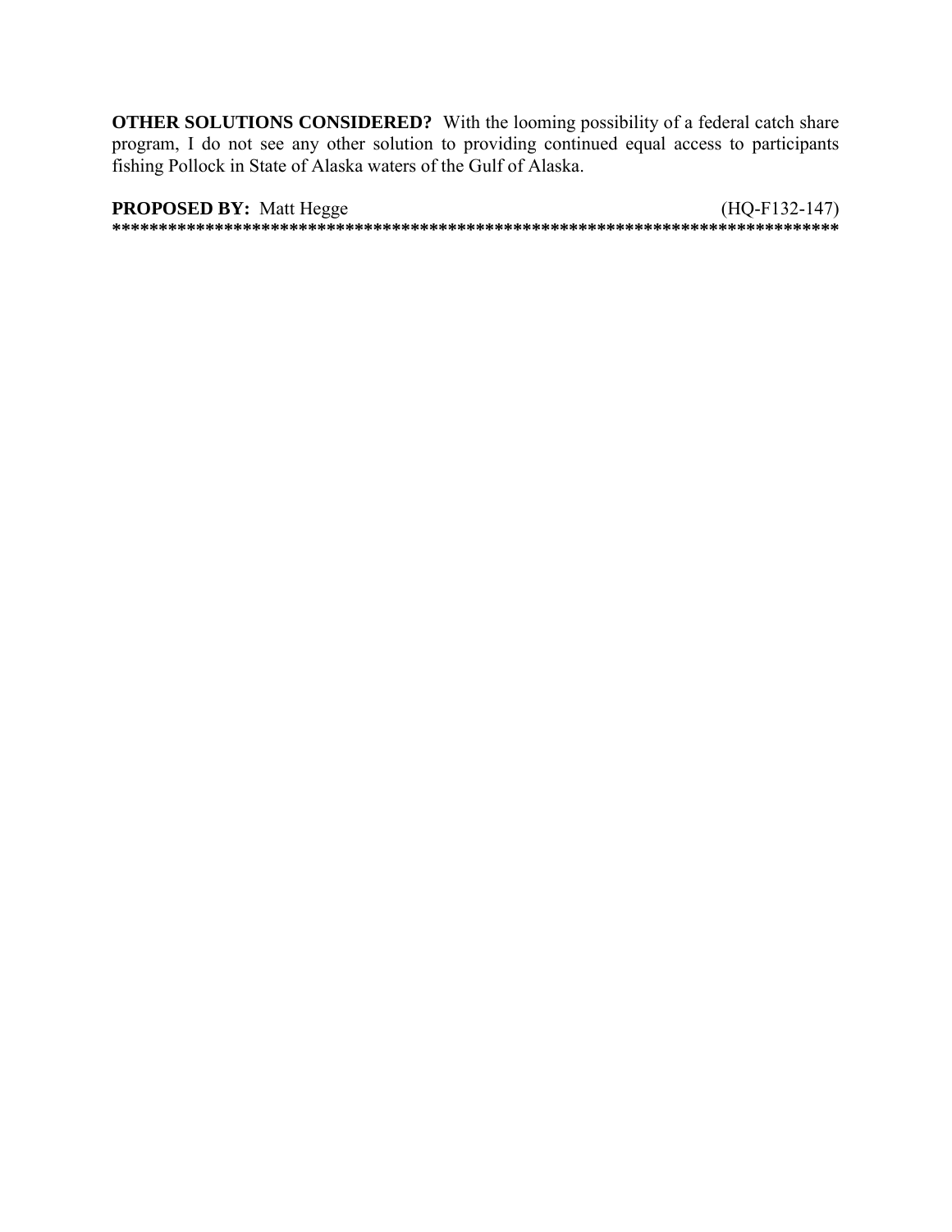**OTHER SOLUTIONS CONSIDERED?** With the looming possibility of a federal catch share program, I do not see any other solution to providing continued equal access to participants fishing Pollock in State of Alaska waters of the Gulf of Alaska.

**PROPOSED BY:** Matt Hegge (HQ-F132-147)

******************************************************************************